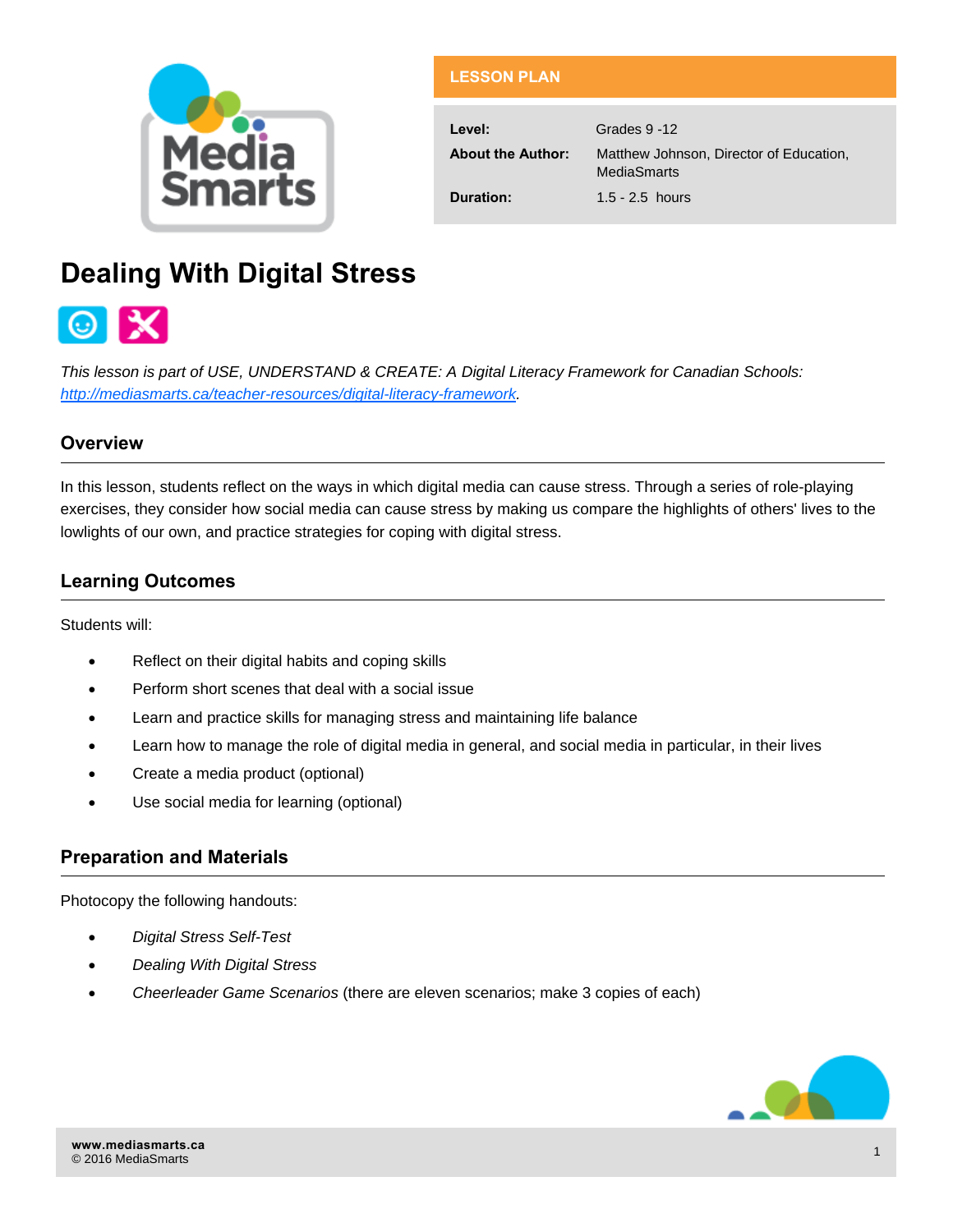**LESSON PLAN**

| | |
|---|---|
| **Level:** | Grades 9 -12 |
| **About the Author:** | Matthew Johnson, Director of Education, MediaSmarts |
| **Duration:** | 1.5 - 2.5 hours |

# Dealing With Digital Stress

*This lesson is part of USE, UNDERSTAND & CREATE: A Digital Literacy Framework for Canadian Schools: [http://mediasmarts.ca/teacher-resources/digital-literacy-framework](http://mediasmarts.ca/teacher-resources/digital-literacy-framework).*

## Overview

In this lesson, students reflect on the ways in which digital media can cause stress. Through a series of role-playing exercises, they consider how social media can cause stress by making us compare the highlights of others' lives to the lowlights of our own, and practice strategies for coping with digital stress.

## Learning Outcomes

Students will:

- Reflect on their digital habits and coping skills
- Perform short scenes that deal with a social issue
- Learn and practice skills for managing stress and maintaining life balance
- Learn how to manage the role of digital media in general, and social media in particular, in their lives
- Create a media product (optional)
- Use social media for learning (optional)

## Preparation and Materials

Photocopy the following handouts:

- *Digital Stress Self-Test*
- *Dealing With Digital Stress*
- *Cheerleader Game Scenarios* (there are eleven scenarios; make 3 copies of each)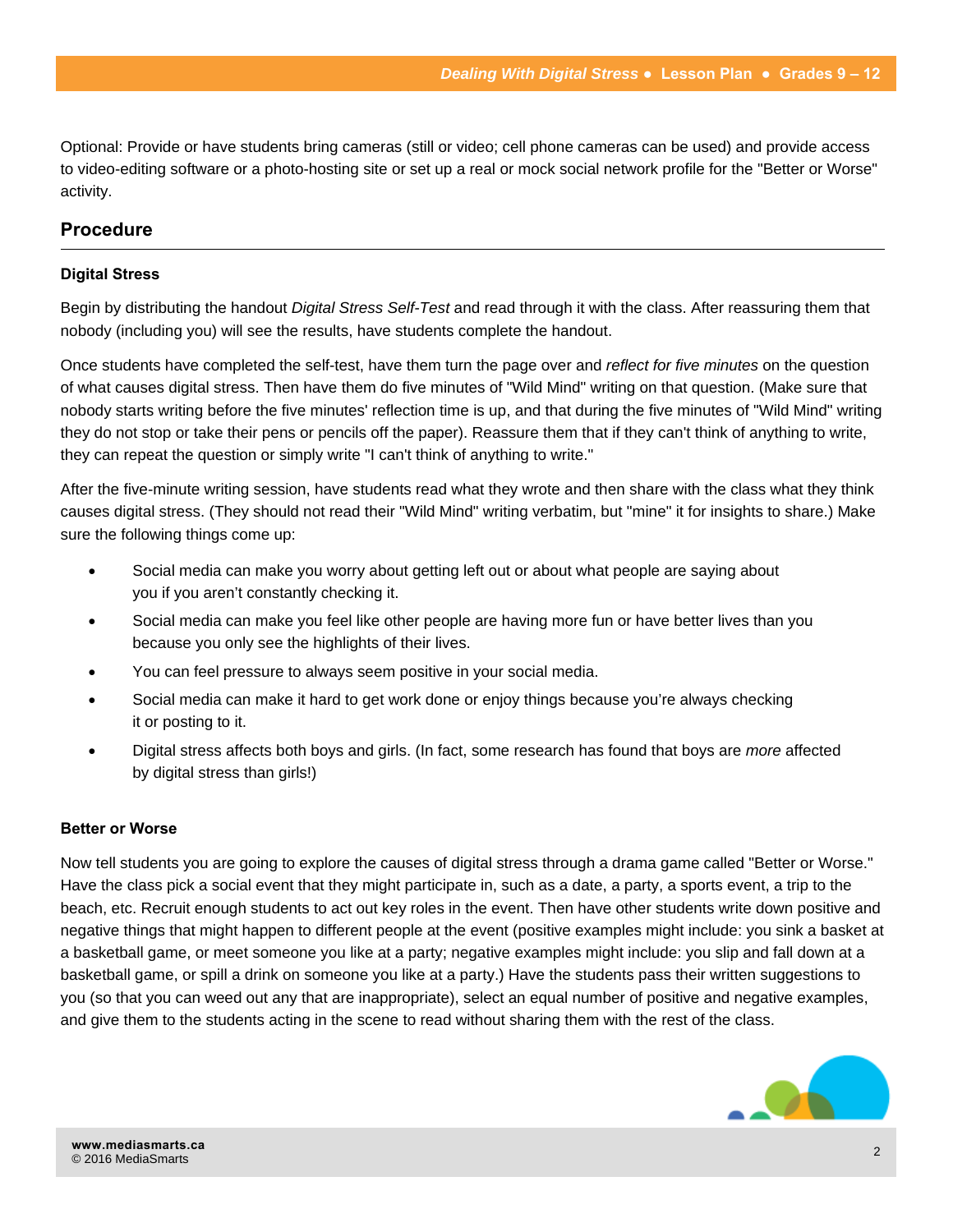Optional: Provide or have students bring cameras (still or video; cell phone cameras can be used) and provide access to video-editing software or a photo-hosting site or set up a real or mock social network profile for the "Better or Worse" activity.

## Procedure

### Digital Stress

Begin by distributing the handout *Digital Stress Self-Test* and read through it with the class. After reassuring them that nobody (including you) will see the results, have students complete the handout.

Once students have completed the self-test, have them turn the page over and *reflect for five minutes* on the question of what causes digital stress. Then have them do five minutes of "Wild Mind" writing on that question. (Make sure that nobody starts writing before the five minutes' reflection time is up, and that during the five minutes of "Wild Mind" writing they do not stop or take their pens or pencils off the paper). Reassure them that if they can't think of anything to write, they can repeat the question or simply write "I can't think of anything to write."

After the five-minute writing session, have students read what they wrote and then share with the class what they think causes digital stress. (They should not read their "Wild Mind" writing verbatim, but "mine" it for insights to share.) Make sure the following things come up:

- Social media can make you worry about getting left out or about what people are saying about you if you aren't constantly checking it.
- Social media can make you feel like other people are having more fun or have better lives than you because you only see the highlights of their lives.
- You can feel pressure to always seem positive in your social media.
- Social media can make it hard to get work done or enjoy things because you're always checking it or posting to it.
- Digital stress affects both boys and girls. (In fact, some research has found that boys are *more* affected by digital stress than girls!)

### Better or Worse

Now tell students you are going to explore the causes of digital stress through a drama game called "Better or Worse." Have the class pick a social event that they might participate in, such as a date, a party, a sports event, a trip to the beach, etc. Recruit enough students to act out key roles in the event. Then have other students write down positive and negative things that might happen to different people at the event (positive examples might include: you sink a basket at a basketball game, or meet someone you like at a party; negative examples might include: you slip and fall down at a basketball game, or spill a drink on someone you like at a party.) Have the students pass their written suggestions to you (so that you can weed out any that are inappropriate), select an equal number of positive and negative examples, and give them to the students acting in the scene to read without sharing them with the rest of the class.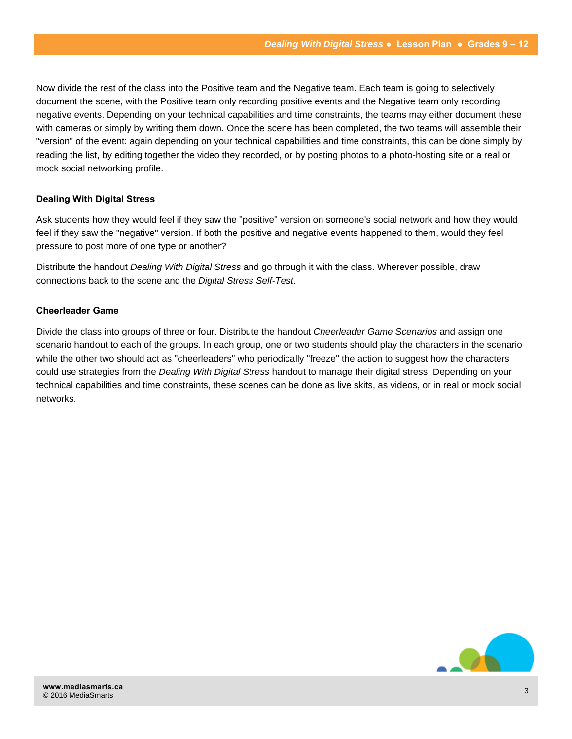Now divide the rest of the class into the Positive team and the Negative team. Each team is going to selectively document the scene, with the Positive team only recording positive events and the Negative team only recording negative events. Depending on your technical capabilities and time constraints, the teams may either document these with cameras or simply by writing them down. Once the scene has been completed, the two teams will assemble their "version" of the event: again depending on your technical capabilities and time constraints, this can be done simply by reading the list, by editing together the video they recorded, or by posting photos to a photo-hosting site or a real or mock social networking profile.

### Dealing With Digital Stress

Ask students how they would feel if they saw the "positive" version on someone's social network and how they would feel if they saw the "negative" version. If both the positive and negative events happened to them, would they feel pressure to post more of one type or another?

Distribute the handout *Dealing With Digital Stress* and go through it with the class. Wherever possible, draw connections back to the scene and the *Digital Stress Self-Test*.

### Cheerleader Game

Divide the class into groups of three or four. Distribute the handout *Cheerleader Game Scenarios* and assign one scenario handout to each of the groups. In each group, one or two students should play the characters in the scenario while the other two should act as "cheerleaders" who periodically "freeze" the action to suggest how the characters could use strategies from the *Dealing With Digital Stress* handout to manage their digital stress. Depending on your technical capabilities and time constraints, these scenes can be done as live skits, as videos, or in real or mock social networks.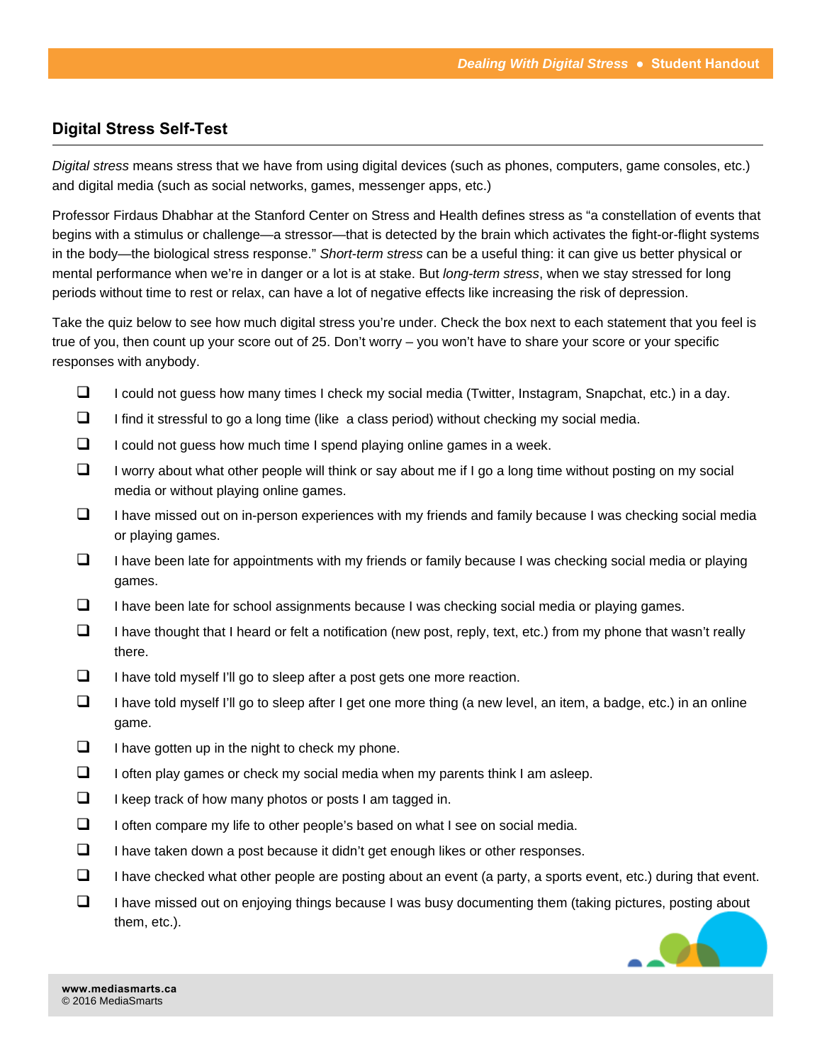## Digital Stress Self-Test

*Digital stress* means stress that we have from using digital devices (such as phones, computers, game consoles, etc.) and digital media (such as social networks, games, messenger apps, etc.)

Professor Firdaus Dhabhar at the Stanford Center on Stress and Health defines stress as "a constellation of events that begins with a stimulus or challenge—a stressor—that is detected by the brain which activates the fight-or-flight systems in the body—the biological stress response." *Short-term stress* can be a useful thing: it can give us better physical or mental performance when we're in danger or a lot is at stake. But *long-term stress*, when we stay stressed for long periods without time to rest or relax, can have a lot of negative effects like increasing the risk of depression.

Take the quiz below to see how much digital stress you're under. Check the box next to each statement that you feel is true of you, then count up your score out of 25. Don't worry – you won't have to share your score or your specific responses with anybody.

- ❑ I could not guess how many times I check my social media (Twitter, Instagram, Snapchat, etc.) in a day.
- ❑ I find it stressful to go a long time (like a class period) without checking my social media.
- ❑ I could not guess how much time I spend playing online games in a week.
- ❑ I worry about what other people will think or say about me if I go a long time without posting on my social media or without playing online games.
- ❑ I have missed out on in-person experiences with my friends and family because I was checking social media or playing games.
- ❑ I have been late for appointments with my friends or family because I was checking social media or playing games.
- ❑ I have been late for school assignments because I was checking social media or playing games.
- ❑ I have thought that I heard or felt a notification (new post, reply, text, etc.) from my phone that wasn't really there.
- ❑ I have told myself I'll go to sleep after a post gets one more reaction.
- ❑ I have told myself I'll go to sleep after I get one more thing (a new level, an item, a badge, etc.) in an online game.
- ❑ I have gotten up in the night to check my phone.
- ❑ I often play games or check my social media when my parents think I am asleep.
- ❑ I keep track of how many photos or posts I am tagged in.
- ❑ I often compare my life to other people's based on what I see on social media.
- ❑ I have taken down a post because it didn't get enough likes or other responses.
- ❑ I have checked what other people are posting about an event (a party, a sports event, etc.) during that event.
- ❑ I have missed out on enjoying things because I was busy documenting them (taking pictures, posting about them, etc.).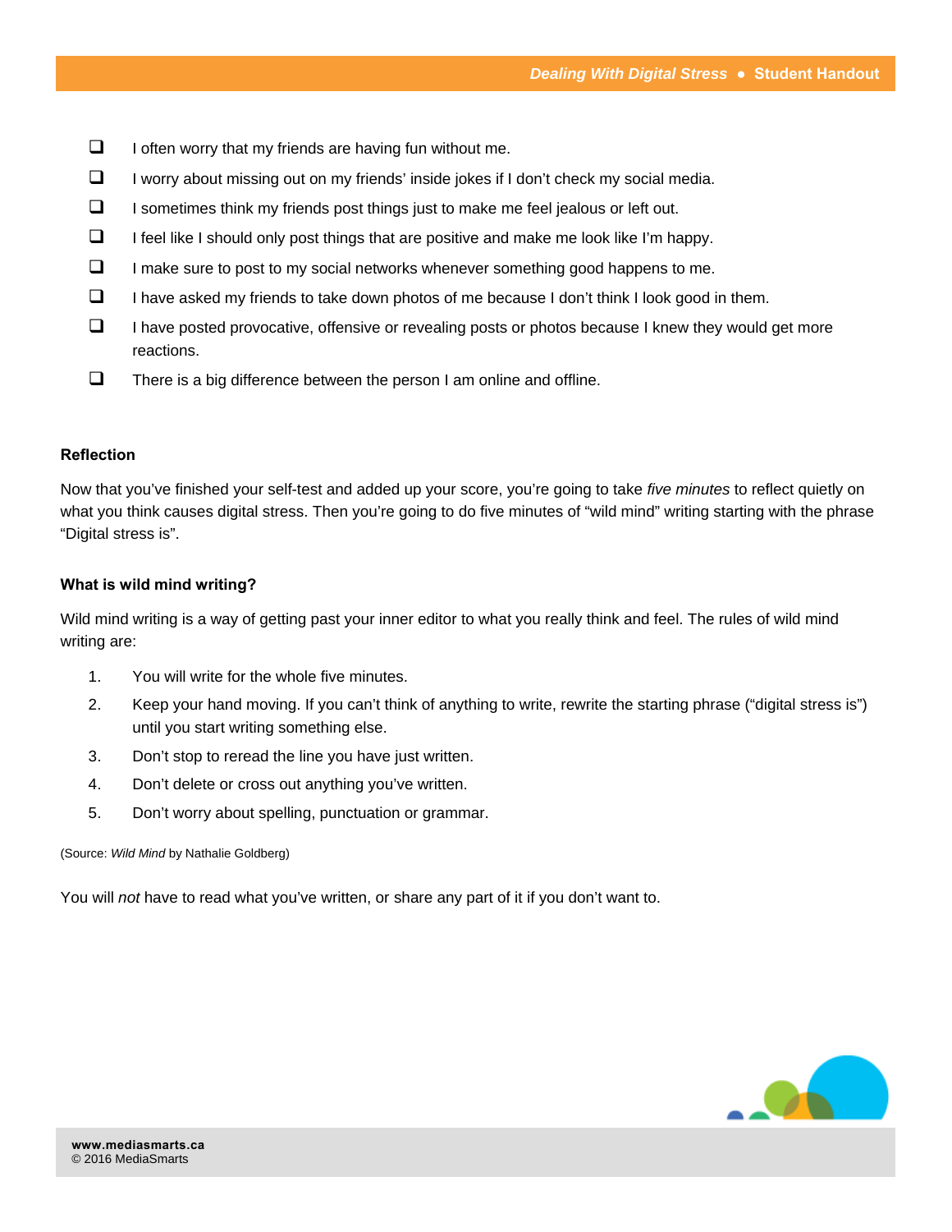- [ ] I often worry that my friends are having fun without me.
- [ ] I worry about missing out on my friends' inside jokes if I don't check my social media.
- [ ] I sometimes think my friends post things just to make me feel jealous or left out.
- [ ] I feel like I should only post things that are positive and make me look like I'm happy.
- [ ] I make sure to post to my social networks whenever something good happens to me.
- [ ] I have asked my friends to take down photos of me because I don't think I look good in them.
- [ ] I have posted provocative, offensive or revealing posts or photos because I knew they would get more reactions.
- [ ] There is a big difference between the person I am online and offline.

**Reflection**

Now that you've finished your self-test and added up your score, you're going to take *five minutes* to reflect quietly on what you think causes digital stress. Then you're going to do five minutes of "wild mind" writing starting with the phrase "Digital stress is".

**What is wild mind writing?**

Wild mind writing is a way of getting past your inner editor to what you really think and feel. The rules of wild mind writing are:

1. You will write for the whole five minutes.
2. Keep your hand moving. If you can't think of anything to write, rewrite the starting phrase ("digital stress is") until you start writing something else.
3. Don't stop to reread the line you have just written.
4. Don't delete or cross out anything you've written.
5. Don't worry about spelling, punctuation or grammar.

(Source: *Wild Mind* by Nathalie Goldberg)

You will *not* have to read what you've written, or share any part of it if you don't want to.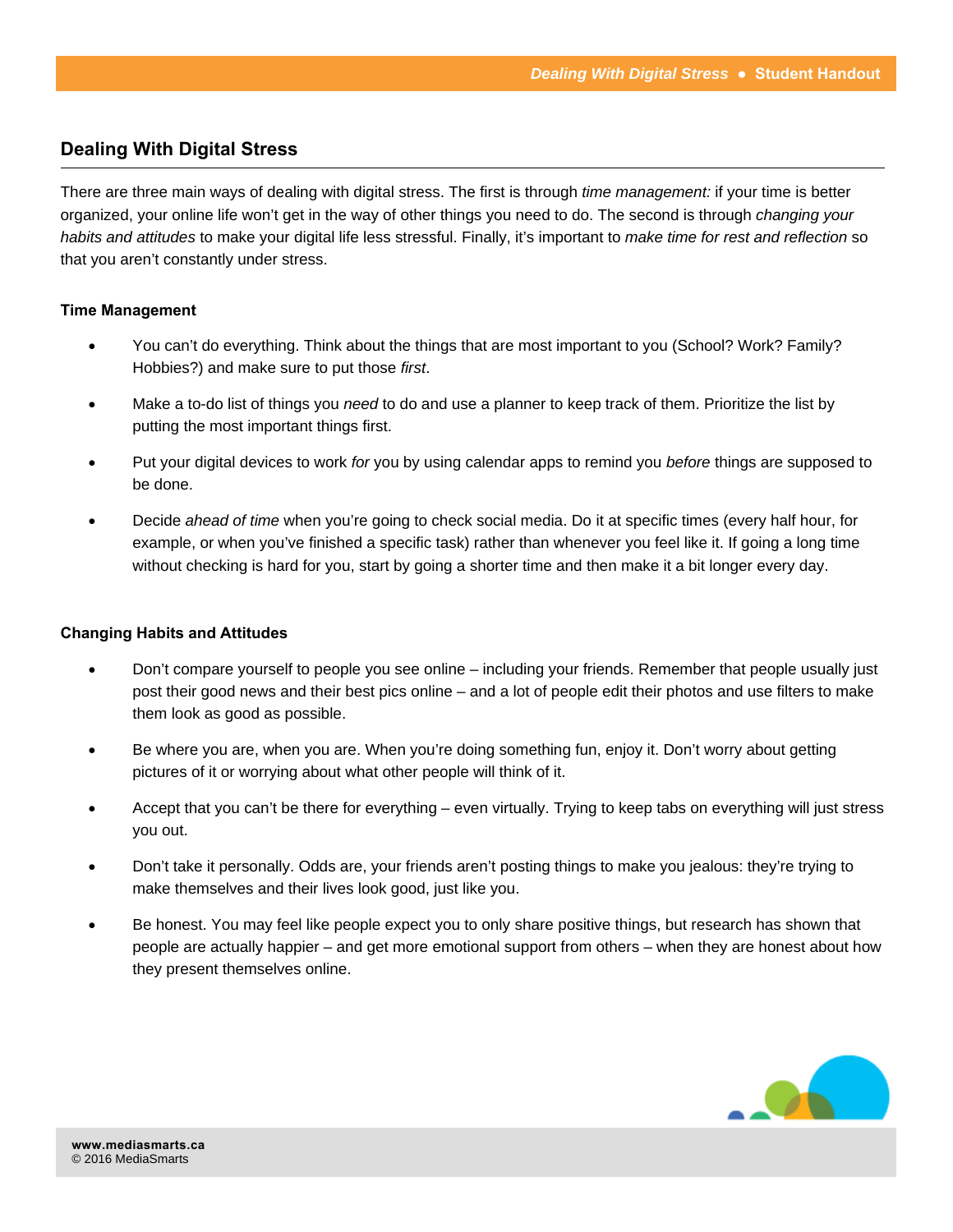## Dealing With Digital Stress

There are three main ways of dealing with digital stress. The first is through *time management:* if your time is better organized, your online life won't get in the way of other things you need to do. The second is through *changing your habits and attitudes* to make your digital life less stressful. Finally, it's important to *make time for rest and reflection* so that you aren't constantly under stress.

### Time Management

- You can't do everything. Think about the things that are most important to you (School? Work? Family? Hobbies?) and make sure to put those *first*.
- Make a to-do list of things you *need* to do and use a planner to keep track of them. Prioritize the list by putting the most important things first.
- Put your digital devices to work *for* you by using calendar apps to remind you *before* things are supposed to be done.
- Decide *ahead of time* when you're going to check social media. Do it at specific times (every half hour, for example, or when you've finished a specific task) rather than whenever you feel like it. If going a long time without checking is hard for you, start by going a shorter time and then make it a bit longer every day.

### Changing Habits and Attitudes

- Don't compare yourself to people you see online – including your friends. Remember that people usually just post their good news and their best pics online – and a lot of people edit their photos and use filters to make them look as good as possible.
- Be where you are, when you are. When you're doing something fun, enjoy it. Don't worry about getting pictures of it or worrying about what other people will think of it.
- Accept that you can't be there for everything – even virtually. Trying to keep tabs on everything will just stress you out.
- Don't take it personally. Odds are, your friends aren't posting things to make you jealous: they're trying to make themselves and their lives look good, just like you.
- Be honest. You may feel like people expect you to only share positive things, but research has shown that people are actually happier – and get more emotional support from others – when they are honest about how they present themselves online.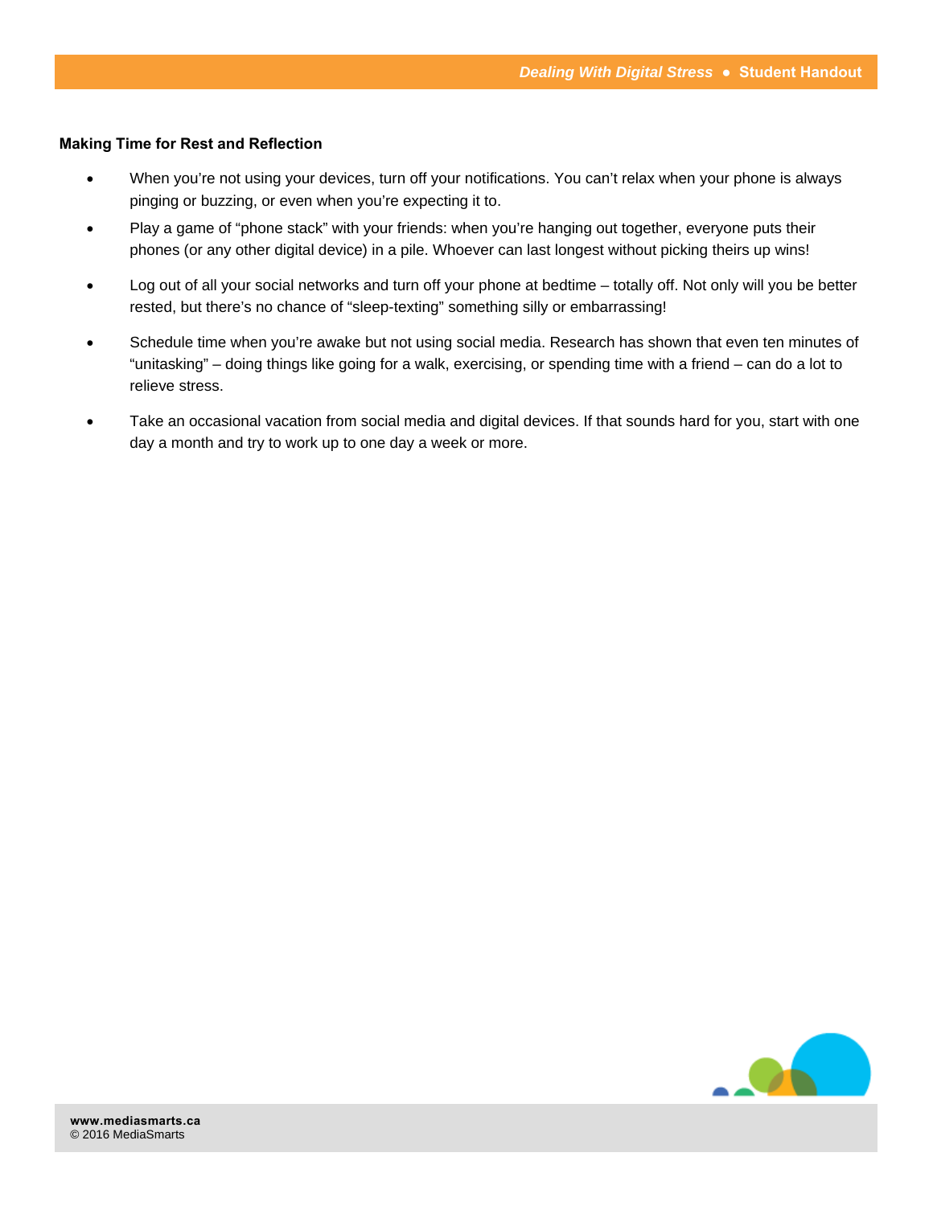**Making Time for Rest and Reflection**

- When you're not using your devices, turn off your notifications. You can't relax when your phone is always pinging or buzzing, or even when you're expecting it to.
- Play a game of "phone stack" with your friends: when you're hanging out together, everyone puts their phones (or any other digital device) in a pile. Whoever can last longest without picking theirs up wins!
- Log out of all your social networks and turn off your phone at bedtime – totally off. Not only will you be better rested, but there's no chance of "sleep-texting" something silly or embarrassing!
- Schedule time when you're awake but not using social media. Research has shown that even ten minutes of "unitasking" – doing things like going for a walk, exercising, or spending time with a friend – can do a lot to relieve stress.
- Take an occasional vacation from social media and digital devices. If that sounds hard for you, start with one day a month and try to work up to one day a week or more.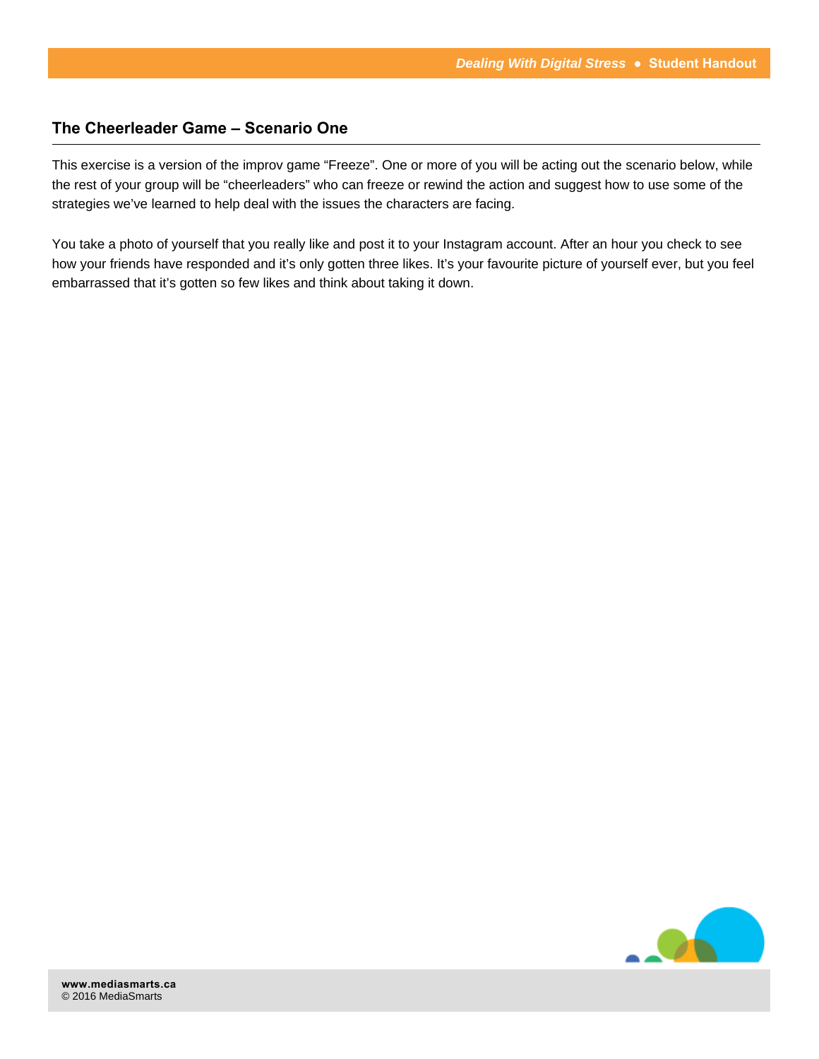## The Cheerleader Game – Scenario One

This exercise is a version of the improv game "Freeze". One or more of you will be acting out the scenario below, while the rest of your group will be "cheerleaders" who can freeze or rewind the action and suggest how to use some of the strategies we've learned to help deal with the issues the characters are facing.

You take a photo of yourself that you really like and post it to your Instagram account. After an hour you check to see how your friends have responded and it's only gotten three likes. It's your favourite picture of yourself ever, but you feel embarrassed that it's gotten so few likes and think about taking it down.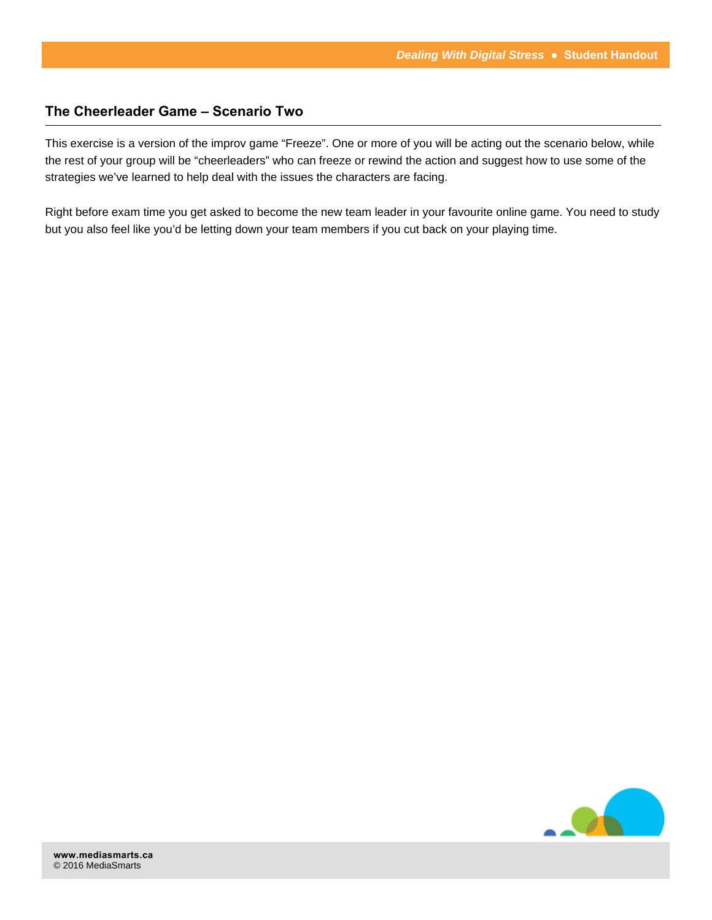## The Cheerleader Game – Scenario Two

This exercise is a version of the improv game "Freeze". One or more of you will be acting out the scenario below, while the rest of your group will be "cheerleaders" who can freeze or rewind the action and suggest how to use some of the strategies we've learned to help deal with the issues the characters are facing.

Right before exam time you get asked to become the new team leader in your favourite online game. You need to study but you also feel like you'd be letting down your team members if you cut back on your playing time.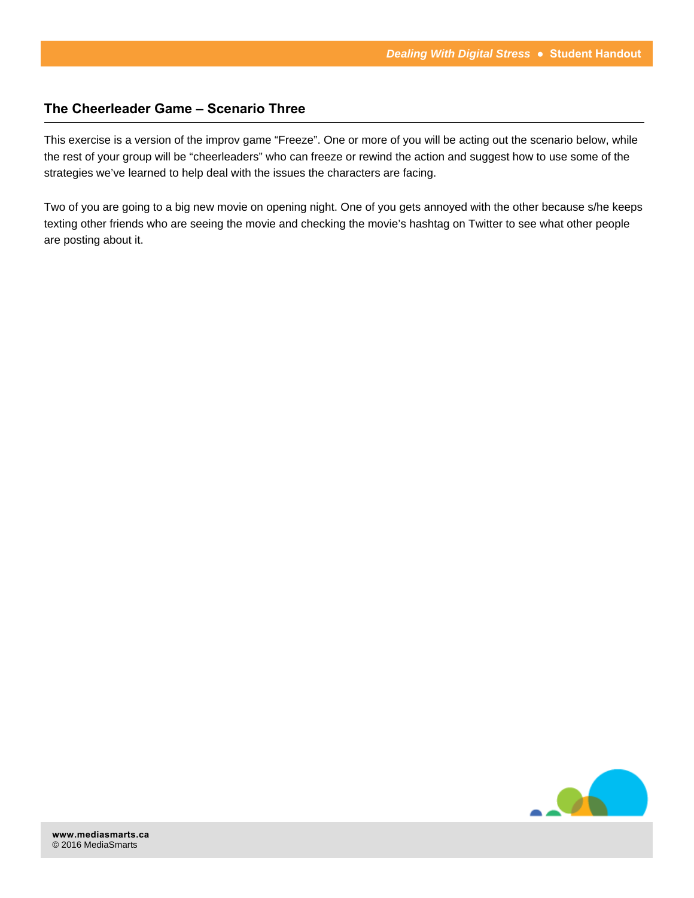## The Cheerleader Game – Scenario Three

This exercise is a version of the improv game "Freeze". One or more of you will be acting out the scenario below, while the rest of your group will be "cheerleaders" who can freeze or rewind the action and suggest how to use some of the strategies we've learned to help deal with the issues the characters are facing.

Two of you are going to a big new movie on opening night. One of you gets annoyed with the other because s/he keeps texting other friends who are seeing the movie and checking the movie's hashtag on Twitter to see what other people are posting about it.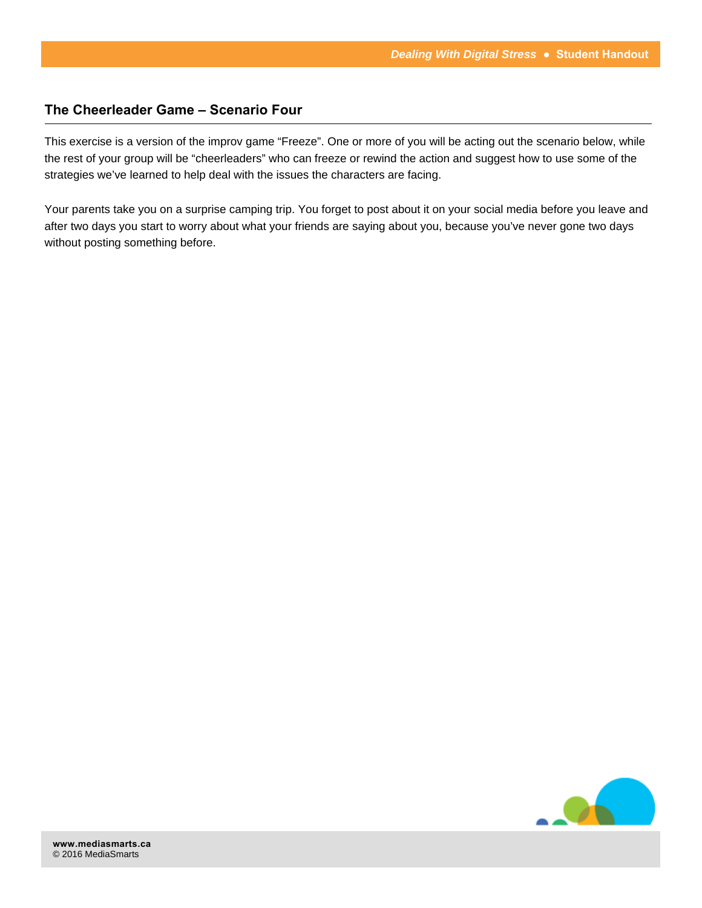## The Cheerleader Game – Scenario Four

This exercise is a version of the improv game "Freeze". One or more of you will be acting out the scenario below, while the rest of your group will be "cheerleaders" who can freeze or rewind the action and suggest how to use some of the strategies we've learned to help deal with the issues the characters are facing.

Your parents take you on a surprise camping trip. You forget to post about it on your social media before you leave and after two days you start to worry about what your friends are saying about you, because you've never gone two days without posting something before.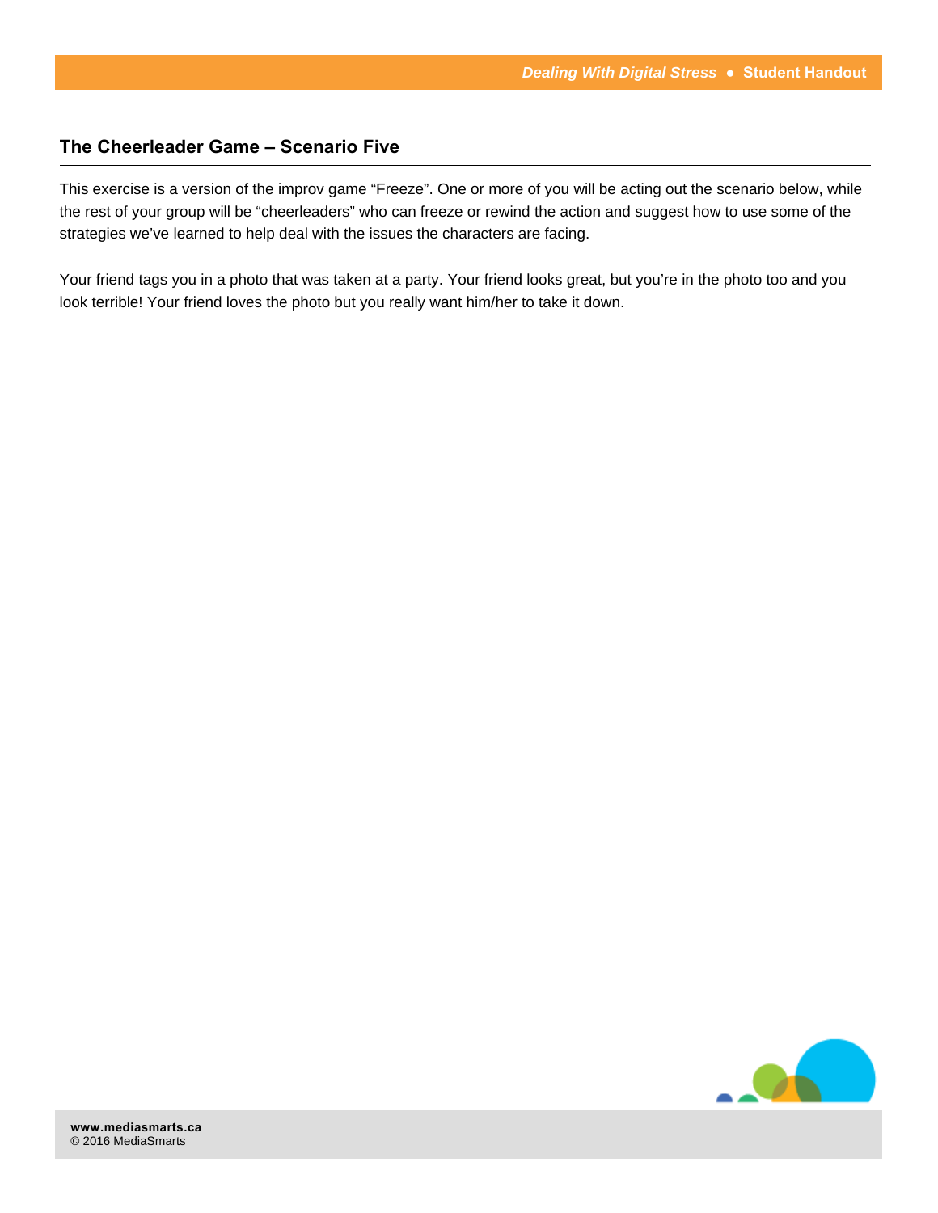## The Cheerleader Game – Scenario Five

This exercise is a version of the improv game "Freeze". One or more of you will be acting out the scenario below, while the rest of your group will be "cheerleaders" who can freeze or rewind the action and suggest how to use some of the strategies we've learned to help deal with the issues the characters are facing.

Your friend tags you in a photo that was taken at a party. Your friend looks great, but you're in the photo too and you look terrible! Your friend loves the photo but you really want him/her to take it down.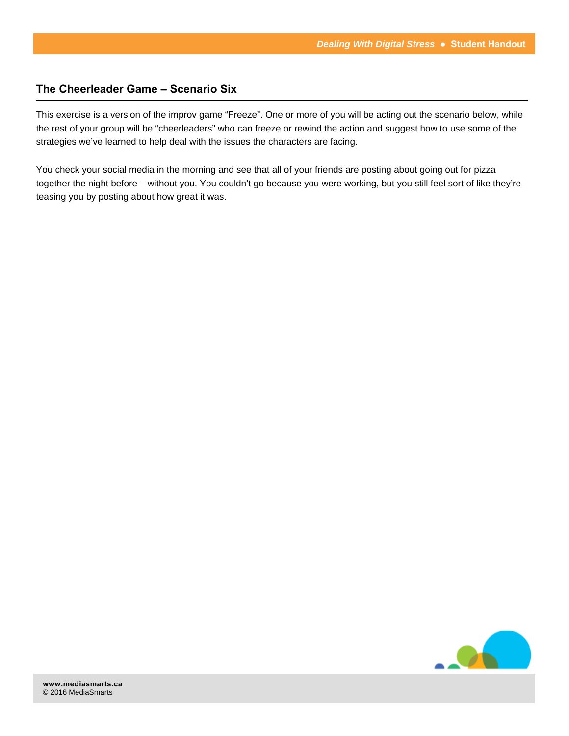## The Cheerleader Game – Scenario Six

This exercise is a version of the improv game “Freeze”. One or more of you will be acting out the scenario below, while the rest of your group will be “cheerleaders” who can freeze or rewind the action and suggest how to use some of the strategies we’ve learned to help deal with the issues the characters are facing.

You check your social media in the morning and see that all of your friends are posting about going out for pizza together the night before – without you. You couldn’t go because you were working, but you still feel sort of like they’re teasing you by posting about how great it was.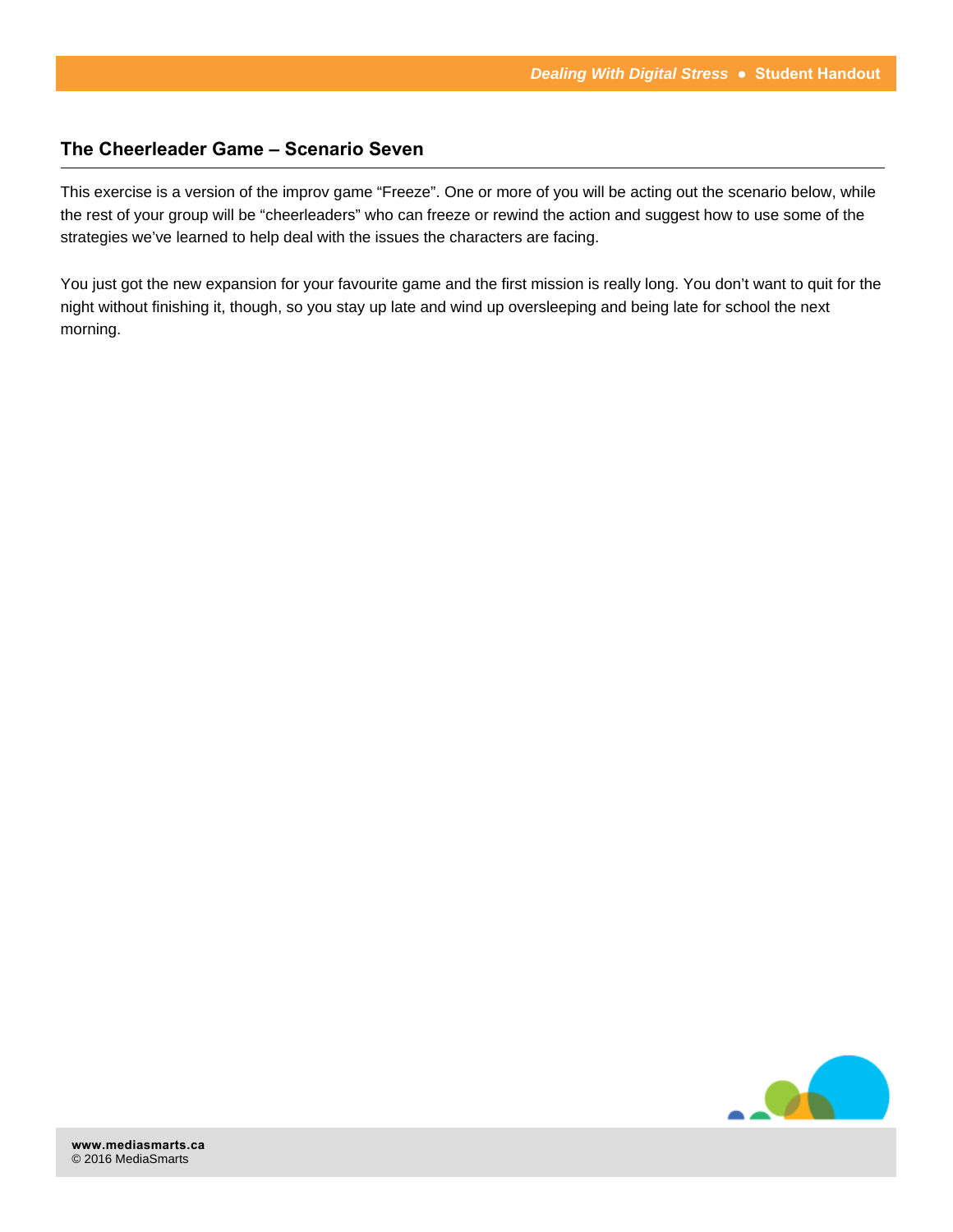## The Cheerleader Game – Scenario Seven

This exercise is a version of the improv game "Freeze". One or more of you will be acting out the scenario below, while the rest of your group will be "cheerleaders" who can freeze or rewind the action and suggest how to use some of the strategies we've learned to help deal with the issues the characters are facing.

You just got the new expansion for your favourite game and the first mission is really long. You don't want to quit for the night without finishing it, though, so you stay up late and wind up oversleeping and being late for school the next morning.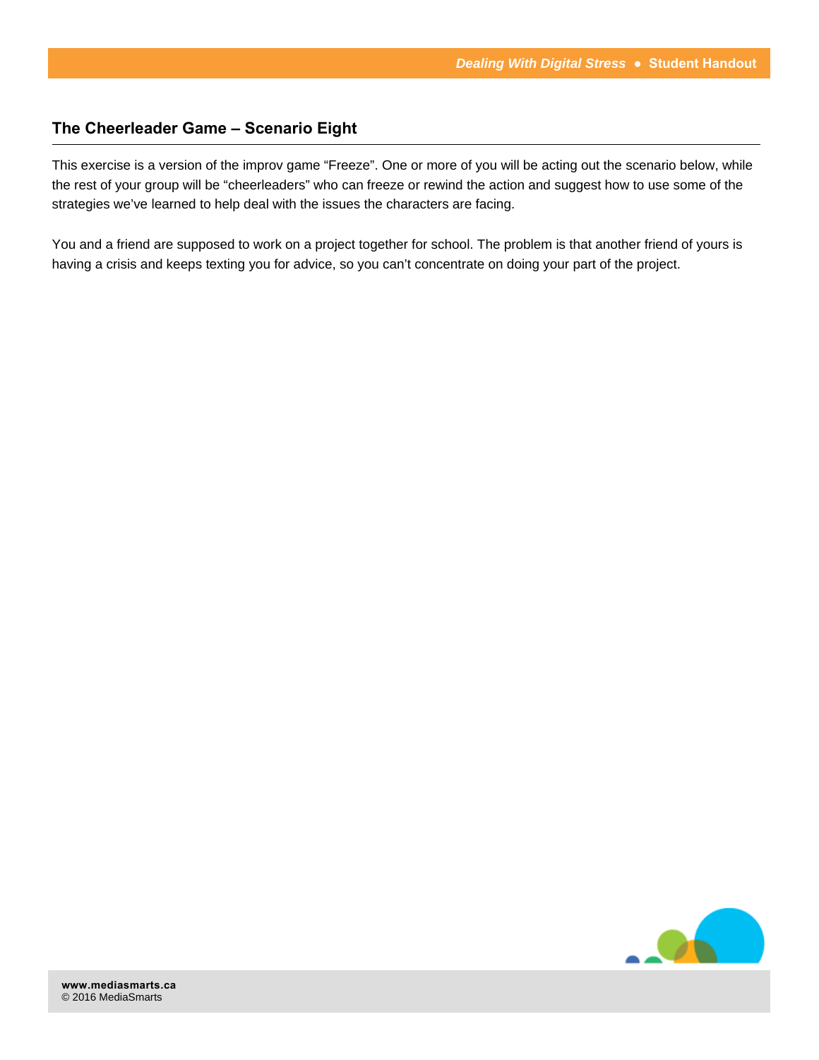## The Cheerleader Game – Scenario Eight

This exercise is a version of the improv game “Freeze”. One or more of you will be acting out the scenario below, while the rest of your group will be “cheerleaders” who can freeze or rewind the action and suggest how to use some of the strategies we’ve learned to help deal with the issues the characters are facing.

You and a friend are supposed to work on a project together for school. The problem is that another friend of yours is having a crisis and keeps texting you for advice, so you can’t concentrate on doing your part of the project.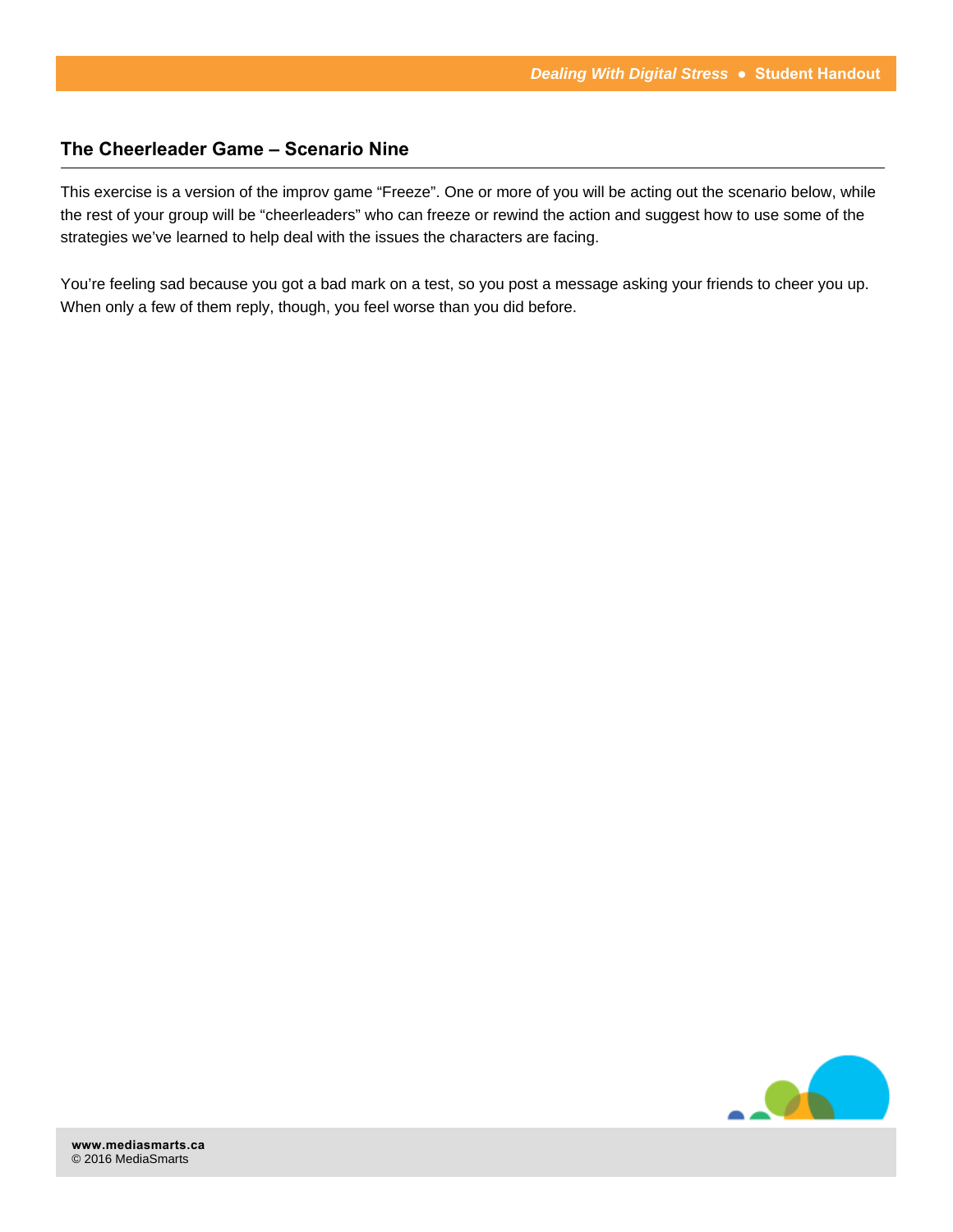## The Cheerleader Game – Scenario Nine

This exercise is a version of the improv game "Freeze". One or more of you will be acting out the scenario below, while the rest of your group will be "cheerleaders" who can freeze or rewind the action and suggest how to use some of the strategies we've learned to help deal with the issues the characters are facing.

You're feeling sad because you got a bad mark on a test, so you post a message asking your friends to cheer you up. When only a few of them reply, though, you feel worse than you did before.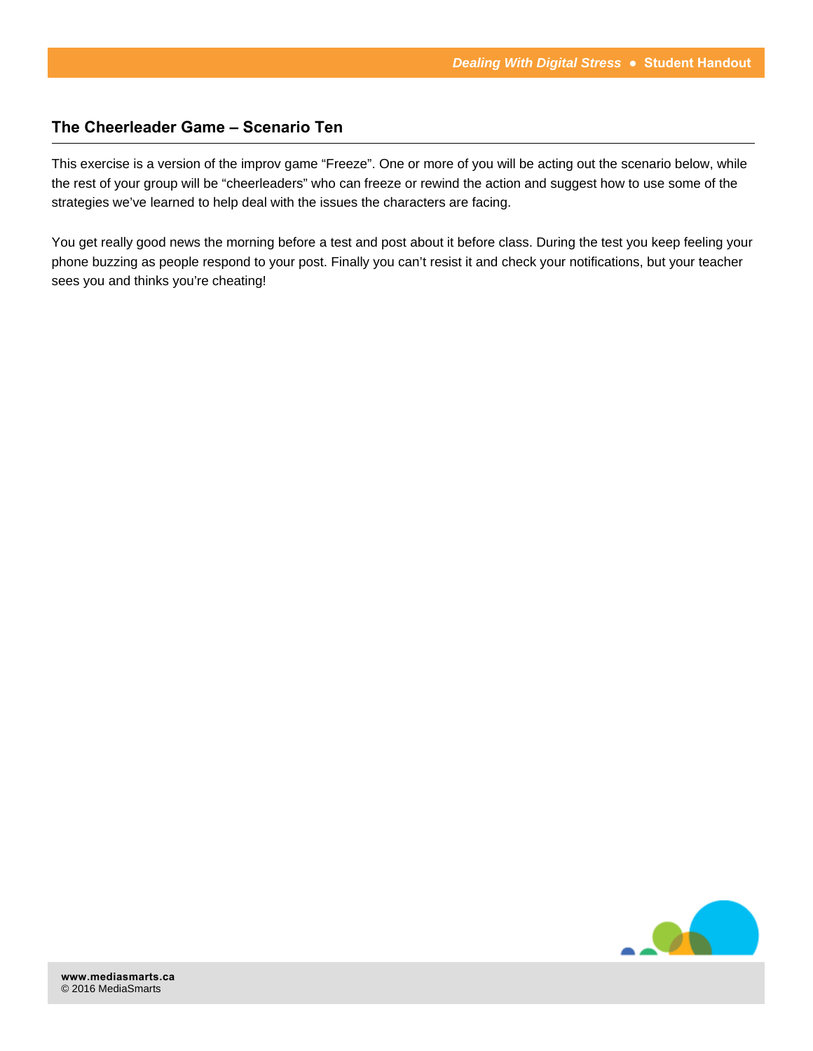## The Cheerleader Game – Scenario Ten

This exercise is a version of the improv game "Freeze". One or more of you will be acting out the scenario below, while the rest of your group will be "cheerleaders" who can freeze or rewind the action and suggest how to use some of the strategies we've learned to help deal with the issues the characters are facing.

You get really good news the morning before a test and post about it before class. During the test you keep feeling your phone buzzing as people respond to your post. Finally you can't resist it and check your notifications, but your teacher sees you and thinks you're cheating!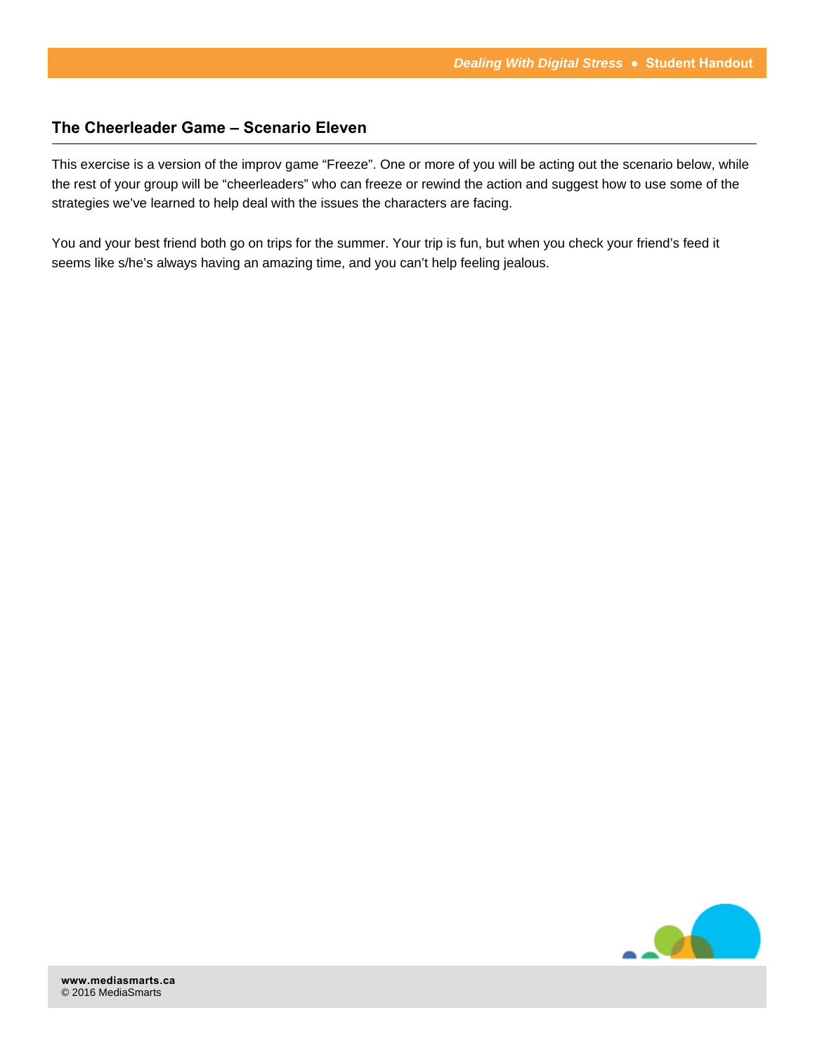## The Cheerleader Game – Scenario Eleven

This exercise is a version of the improv game "Freeze". One or more of you will be acting out the scenario below, while the rest of your group will be "cheerleaders" who can freeze or rewind the action and suggest how to use some of the strategies we've learned to help deal with the issues the characters are facing.

You and your best friend both go on trips for the summer. Your trip is fun, but when you check your friend's feed it seems like s/he's always having an amazing time, and you can't help feeling jealous.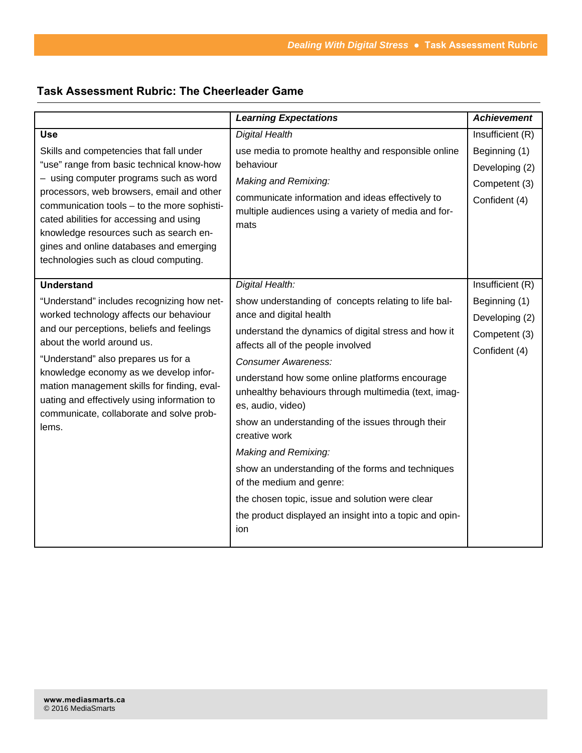## Task Assessment Rubric: The Cheerleader Game

| | ***Learning Expectations*** | ***Achievement*** |
|---|---|---|
| **Use**<br><br>Skills and competencies that fall under "use" range from basic technical know-how – using computer programs such as word processors, web browsers, email and other communication tools – to the more sophisticated abilities for accessing and using knowledge resources such as search engines and online databases and emerging technologies such as cloud computing. | *Digital Health*<br><br>use media to promote healthy and responsible online behaviour<br><br>*Making and Remixing:*<br><br>communicate information and ideas effectively to multiple audiences using a variety of media and formats | Insufficient (R)<br><br>Beginning (1)<br><br>Developing (2)<br><br>Competent (3)<br><br>Confident (4) |
| **Understand**<br><br>"Understand" includes recognizing how networked technology affects our behaviour and our perceptions, beliefs and feelings about the world around us.<br><br>"Understand" also prepares us for a knowledge economy as we develop information management skills for finding, evaluating and effectively using information to communicate, collaborate and solve problems. | *Digital Health:*<br><br>show understanding of concepts relating to life balance and digital health<br><br>understand the dynamics of digital stress and how it affects all of the people involved<br><br>*Consumer Awareness:*<br><br>understand how some online platforms encourage unhealthy behaviours through multimedia (text, images, audio, video)<br><br>show an understanding of the issues through their creative work<br><br>*Making and Remixing:*<br><br>show an understanding of the forms and techniques of the medium and genre:<br><br>the chosen topic, issue and solution were clear<br><br>the product displayed an insight into a topic and opinion | Insufficient (R)<br><br>Beginning (1)<br><br>Developing (2)<br><br>Competent (3)<br><br>Confident (4) |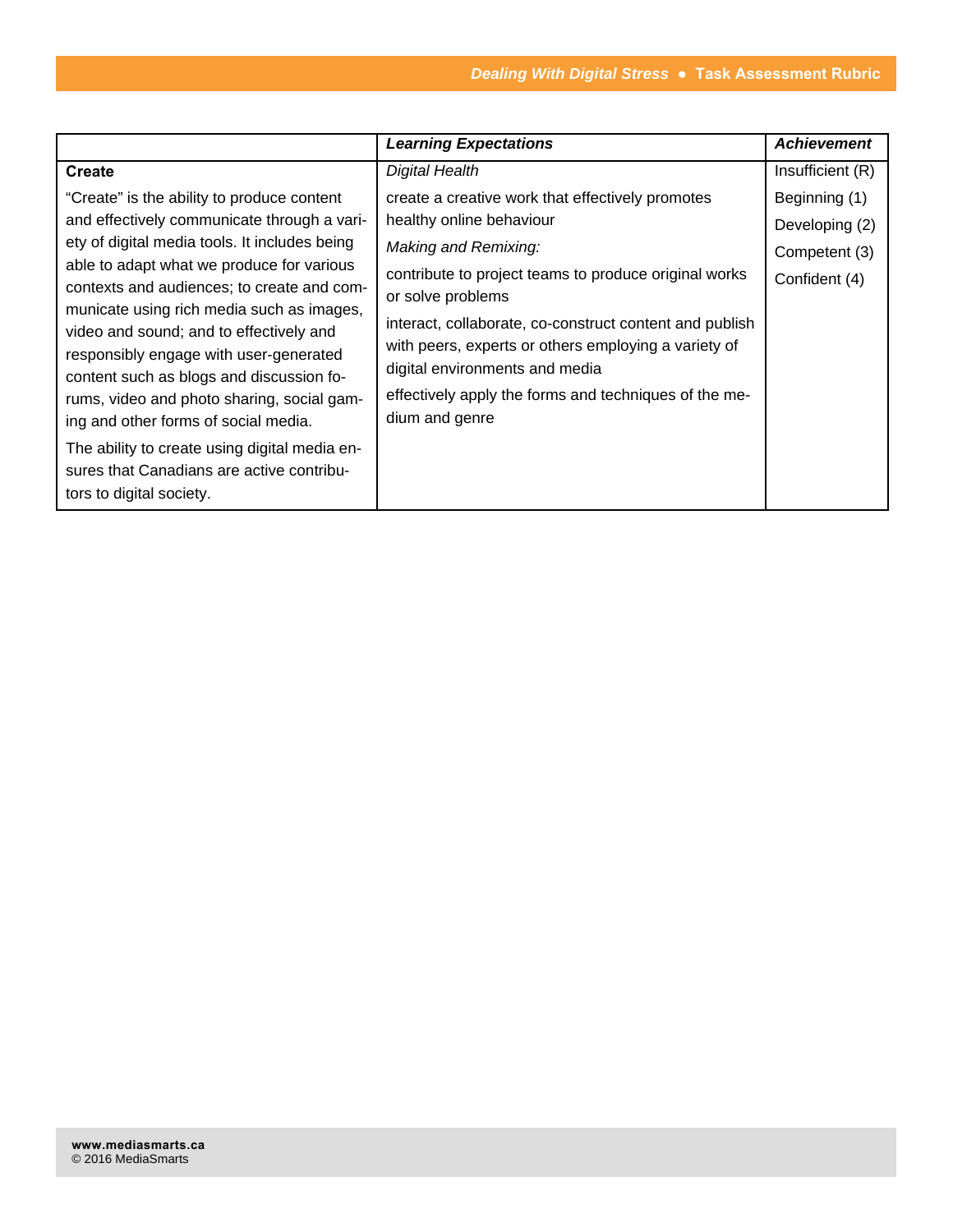| | *Learning Expectations* | *Achievement* |
|---|---|---|
| **Create**<br><br>"Create" is the ability to produce content and effectively communicate through a variety of digital media tools. It includes being able to adapt what we produce for various contexts and audiences; to create and communicate using rich media such as images, video and sound; and to effectively and responsibly engage with user-generated content such as blogs and discussion forums, video and photo sharing, social gaming and other forms of social media.<br><br>The ability to create using digital media ensures that Canadians are active contributors to digital society. | *Digital Health*<br><br>create a creative work that effectively promotes healthy online behaviour<br><br>*Making and Remixing:*<br><br>contribute to project teams to produce original works or solve problems<br><br>interact, collaborate, co-construct content and publish with peers, experts or others employing a variety of digital environments and media<br><br>effectively apply the forms and techniques of the medium and genre | Insufficient (R)<br><br>Beginning (1)<br><br>Developing (2)<br><br>Competent (3)<br><br>Confident (4) |